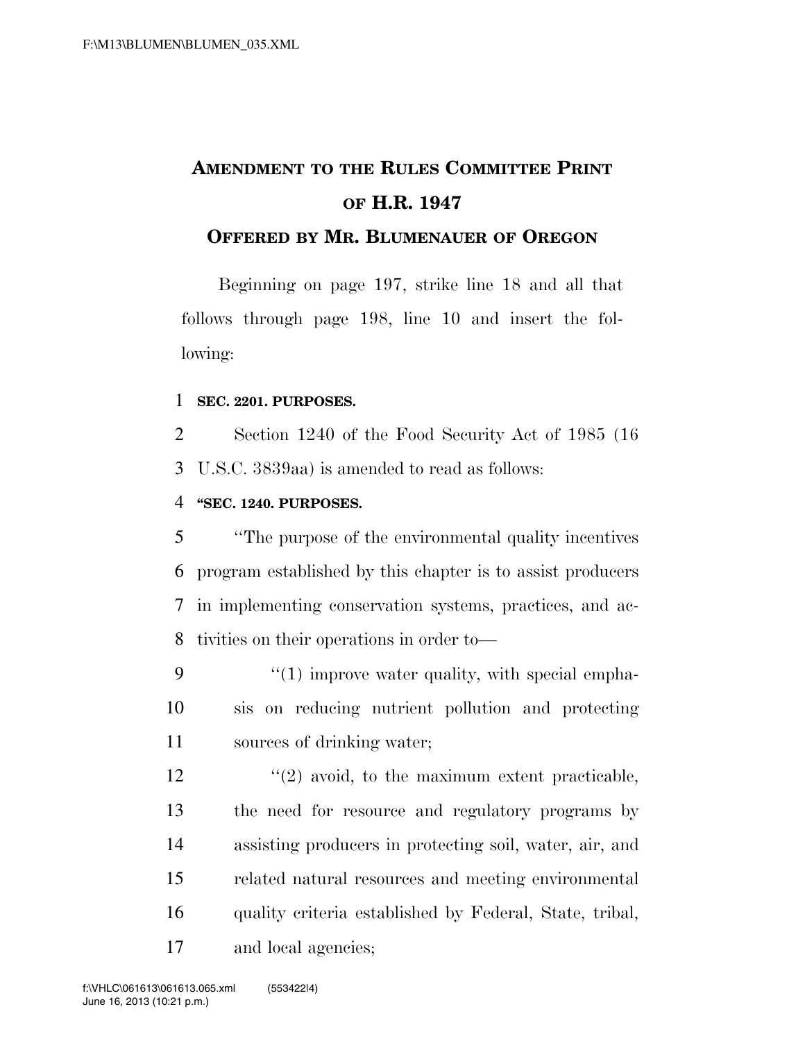# Amendment to the Rules Committee Print of H.R. 1947

## Offered by Mr. Blumenauer of Oregon

Beginning on page 197, strike line 18 and all that follows through page 198, line 10 and insert the following:

**SEC. 2201. PURPOSES.**

Section 1240 of the Food Security Act of 1985 (16 U.S.C. 3839aa) is amended to read as follows:

**"SEC. 1240. PURPOSES.**

"The purpose of the environmental quality incentives program established by this chapter is to assist producers in implementing conservation systems, practices, and activities on their operations in order to—

"(1) improve water quality, with special emphasis on reducing nutrient pollution and protecting sources of drinking water;

"(2) avoid, to the maximum extent practicable, the need for resource and regulatory programs by assisting producers in protecting soil, water, air, and related natural resources and meeting environmental quality criteria established by Federal, State, tribal, and local agencies;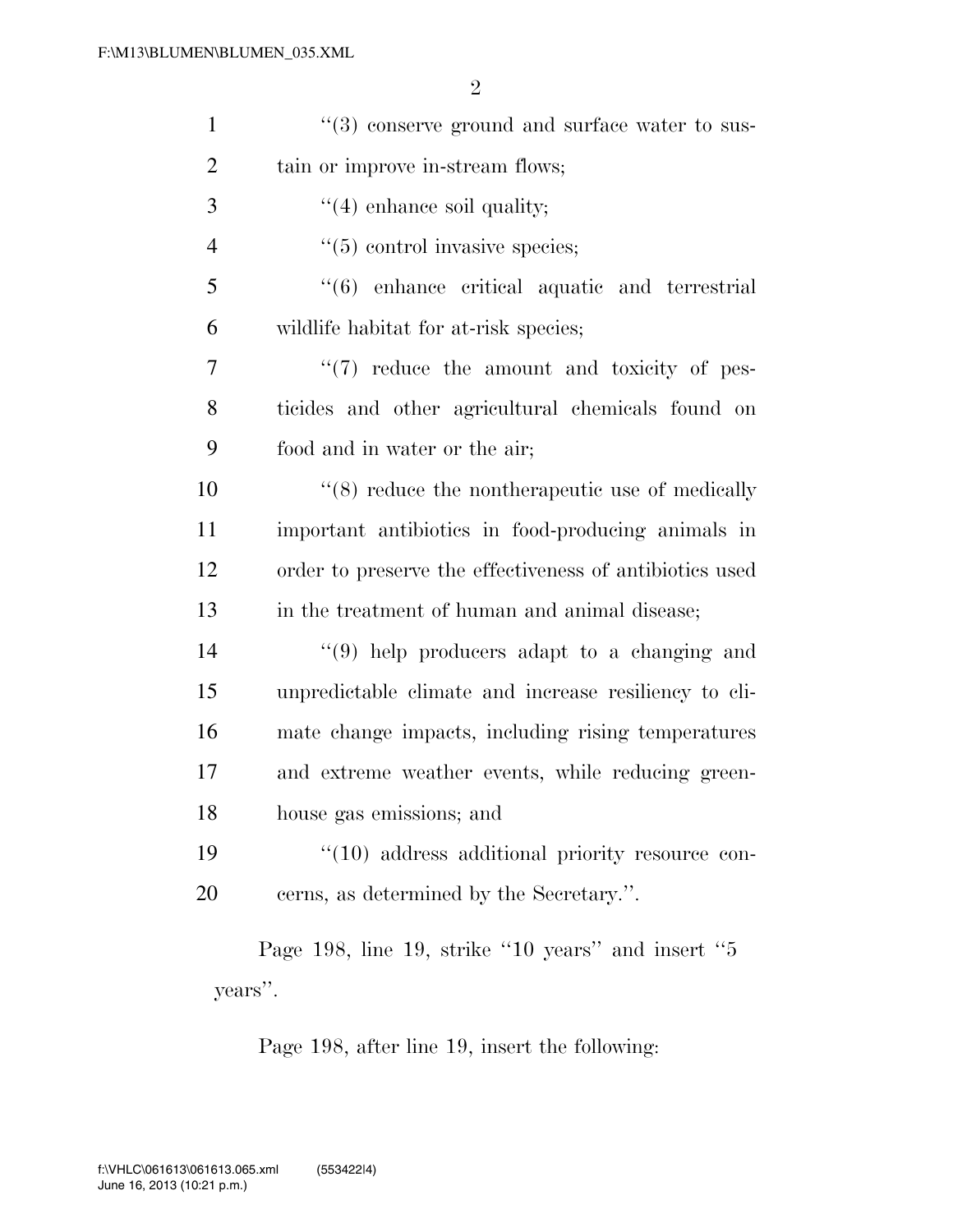"(3) conserve ground and surface water to sustain or improve in-stream flows;

"(4) enhance soil quality;

"(5) control invasive species;

"(6) enhance critical aquatic and terrestrial wildlife habitat for at-risk species;

"(7) reduce the amount and toxicity of pesticides and other agricultural chemicals found on food and in water or the air;

"(8) reduce the nontherapeutic use of medically important antibiotics in food-producing animals in order to preserve the effectiveness of antibiotics used in the treatment of human and animal disease;

"(9) help producers adapt to a changing and unpredictable climate and increase resiliency to climate change impacts, including rising temperatures and extreme weather events, while reducing greenhouse gas emissions; and

"(10) address additional priority resource concerns, as determined by the Secretary.".

Page 198, line 19, strike "10 years" and insert "5 years".

Page 198, after line 19, insert the following: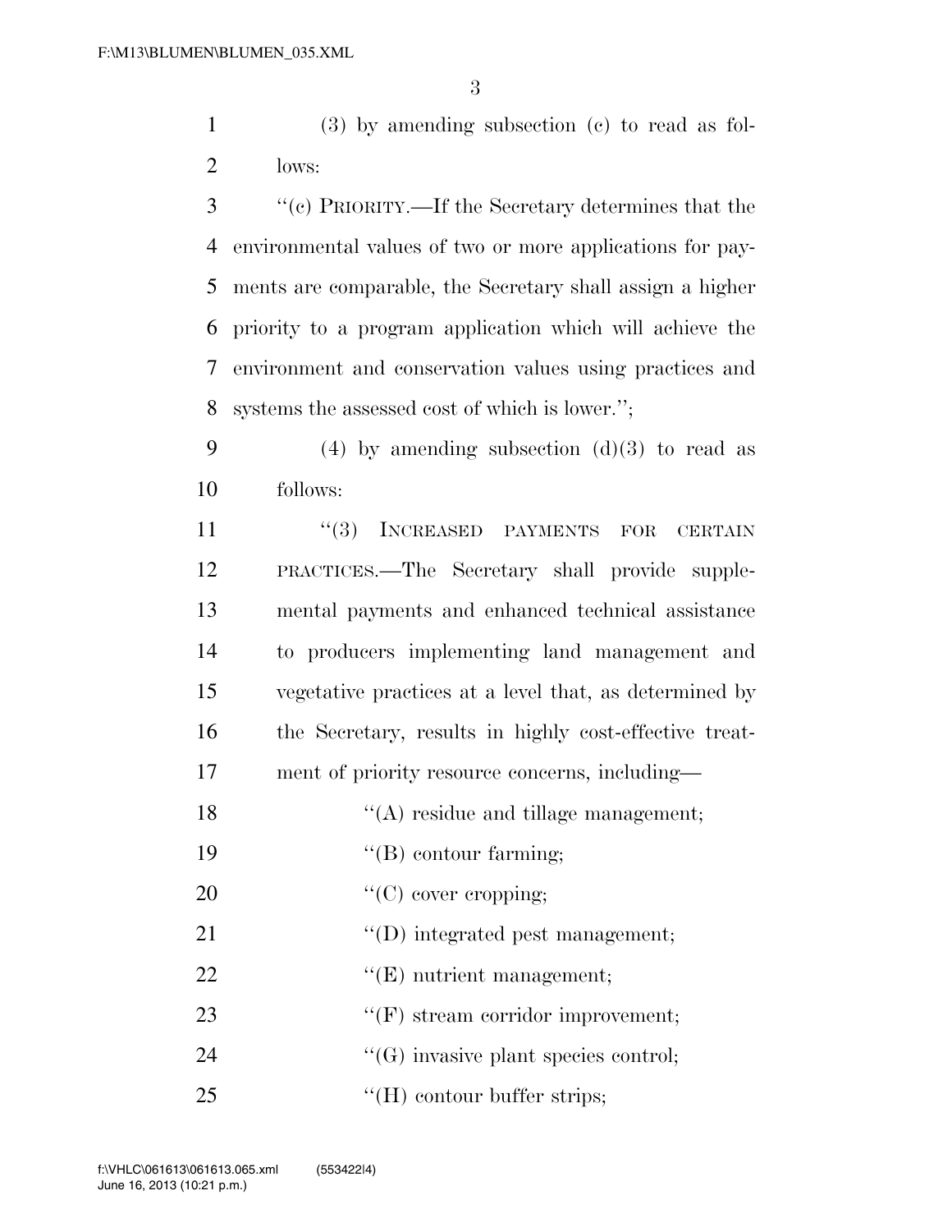(3) by amending subsection (c) to read as follows:

"(c) PRIORITY.—If the Secretary determines that the environmental values of two or more applications for payments are comparable, the Secretary shall assign a higher priority to a program application which will achieve the environment and conservation values using practices and systems the assessed cost of which is lower.";

(4) by amending subsection (d)(3) to read as follows:

"(3) INCREASED PAYMENTS FOR CERTAIN PRACTICES.—The Secretary shall provide supplemental payments and enhanced technical assistance to producers implementing land management and vegetative practices at a level that, as determined by the Secretary, results in highly cost-effective treatment of priority resource concerns, including—

"(A) residue and tillage management;

"(B) contour farming;

"(C) cover cropping;

"(D) integrated pest management;

"(E) nutrient management;

"(F) stream corridor improvement;

"(G) invasive plant species control;

"(H) contour buffer strips;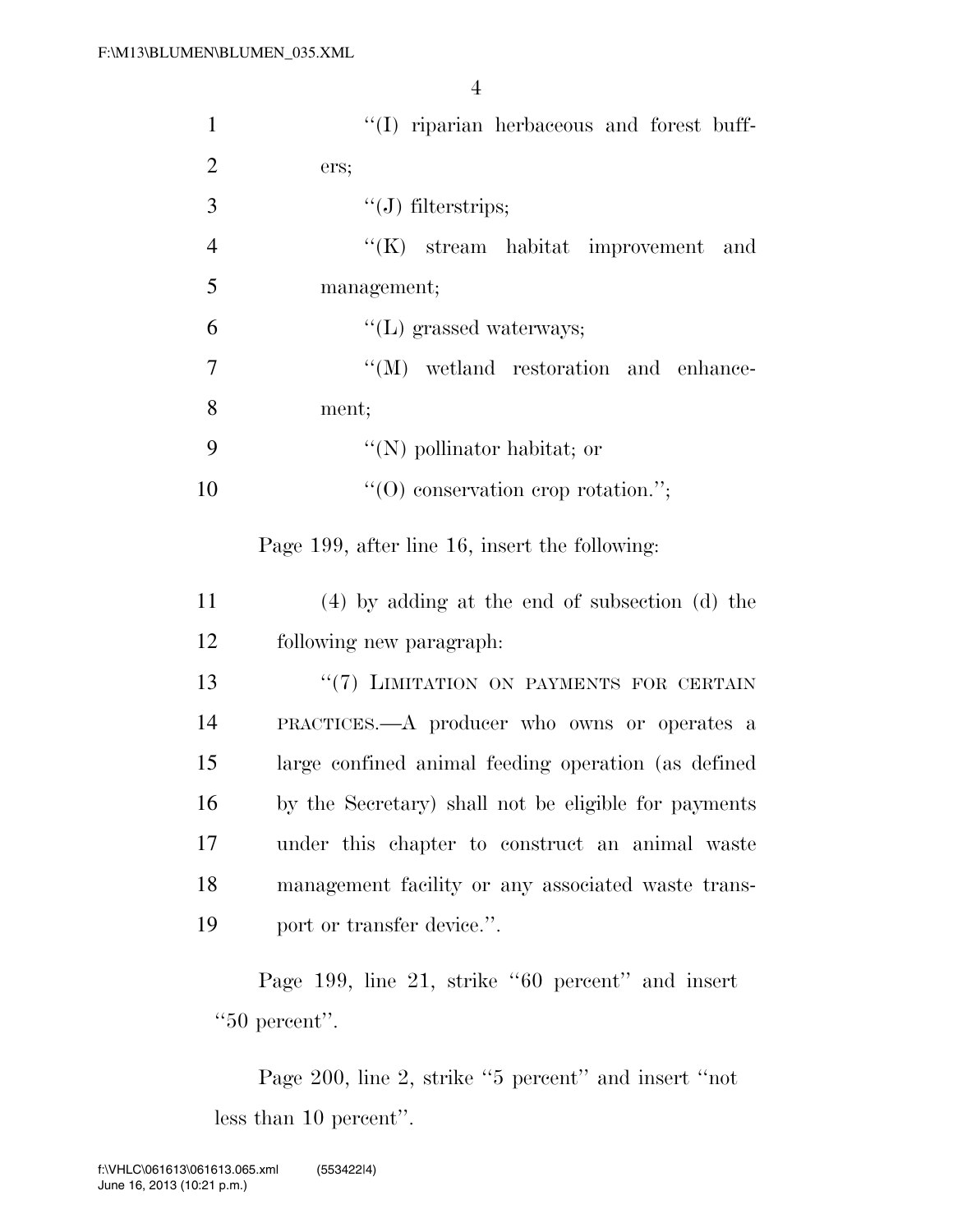''(I) riparian herbaceous and forest buffers;

''(J) filterstrips;

''(K) stream habitat improvement and management;

''(L) grassed waterways;

''(M) wetland restoration and enhancement;

''(N) pollinator habitat; or

''(O) conservation crop rotation.'';

Page 199, after line 16, insert the following:

(4) by adding at the end of subsection (d) the following new paragraph:

''(7) LIMITATION ON PAYMENTS FOR CERTAIN PRACTICES.—A producer who owns or operates a large confined animal feeding operation (as defined by the Secretary) shall not be eligible for payments under this chapter to construct an animal waste management facility or any associated waste transport or transfer device.''.

Page 199, line 21, strike ''60 percent'' and insert ''50 percent''.

Page 200, line 2, strike ''5 percent'' and insert ''not less than 10 percent''.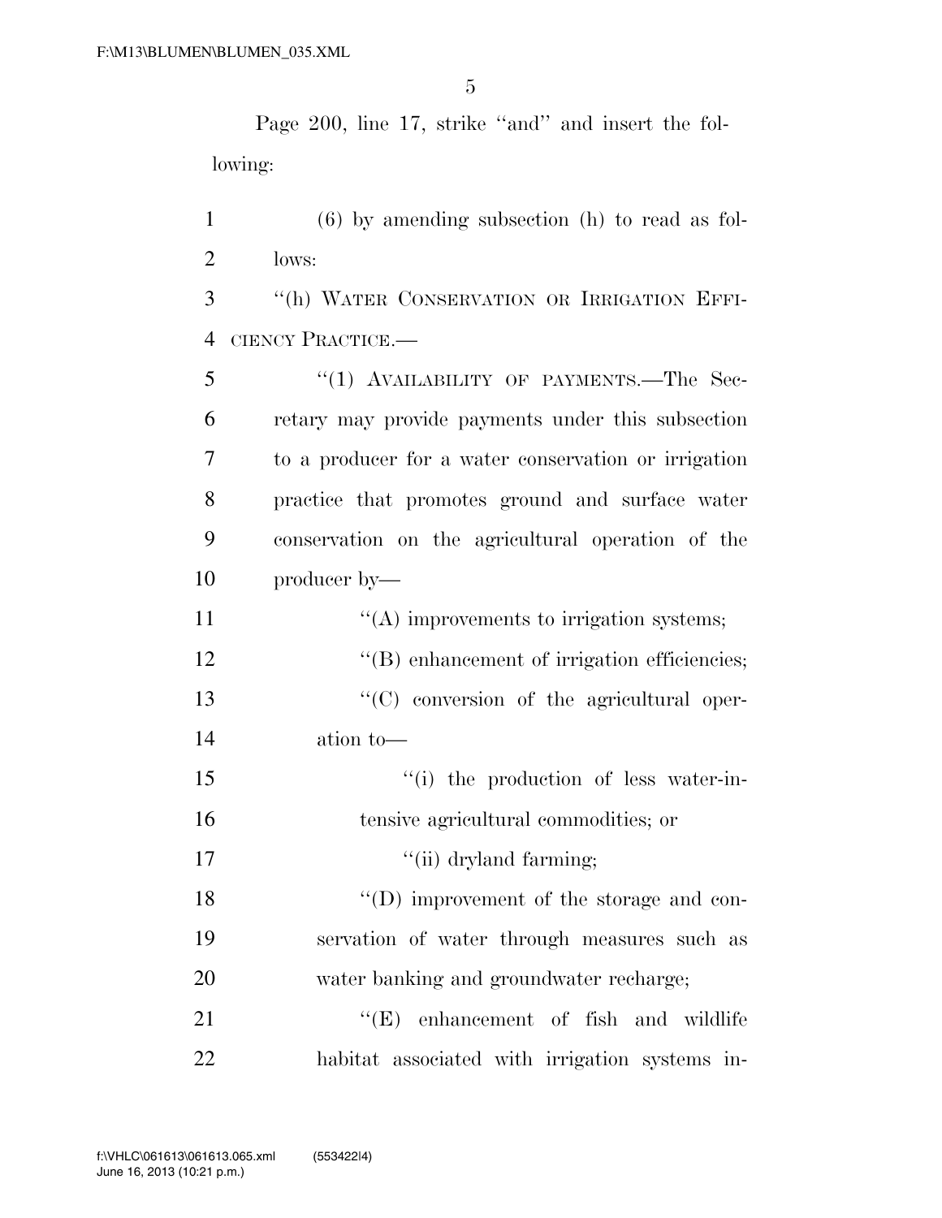Page 200, line 17, strike ''and'' and insert the following:

(6) by amending subsection (h) to read as follows:

''(h) WATER CONSERVATION OR IRRIGATION EFFICIENCY PRACTICE.—

''(1) AVAILABILITY OF PAYMENTS.—The Secretary may provide payments under this subsection to a producer for a water conservation or irrigation practice that promotes ground and surface water conservation on the agricultural operation of the producer by—

''(A) improvements to irrigation systems;

''(B) enhancement of irrigation efficiencies;

''(C) conversion of the agricultural operation to—

''(i) the production of less water-intensive agricultural commodities; or

''(ii) dryland farming;

''(D) improvement of the storage and conservation of water through measures such as water banking and groundwater recharge;

''(E) enhancement of fish and wildlife habitat associated with irrigation systems in-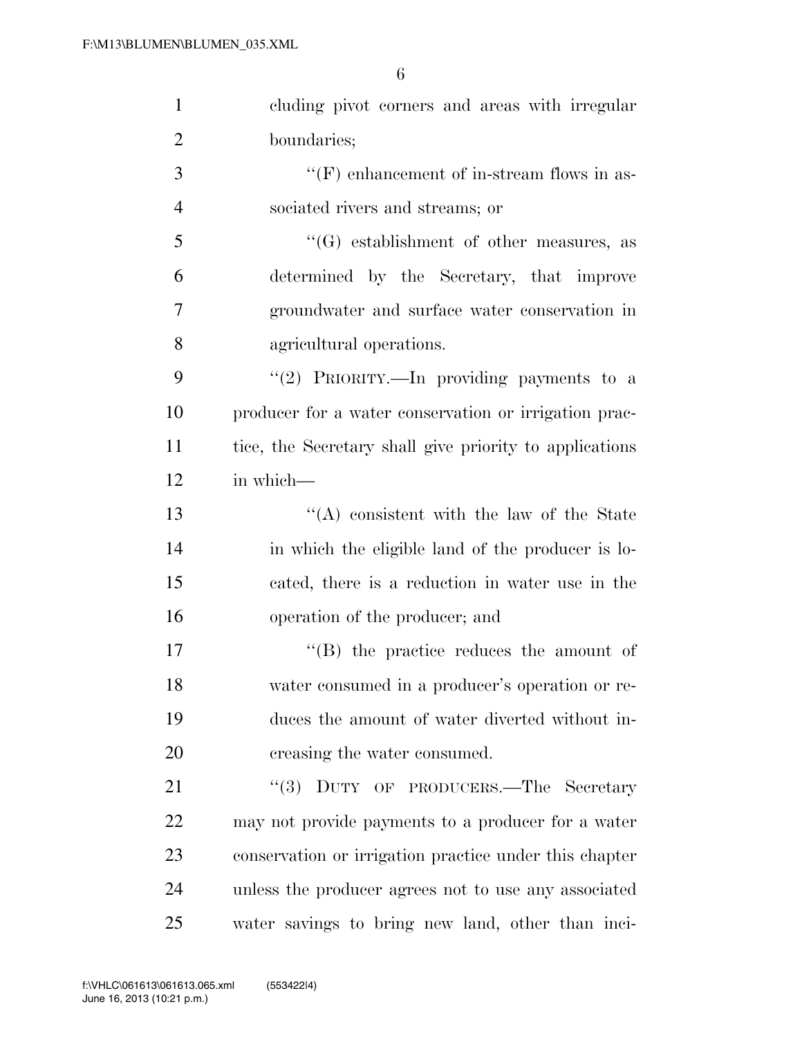cluding pivot corners and areas with irregular boundaries;

''(F) enhancement of in-stream flows in associated rivers and streams; or

''(G) establishment of other measures, as determined by the Secretary, that improve groundwater and surface water conservation in agricultural operations.

''(2) PRIORITY.—In providing payments to a producer for a water conservation or irrigation practice, the Secretary shall give priority to applications in which—

''(A) consistent with the law of the State in which the eligible land of the producer is located, there is a reduction in water use in the operation of the producer; and

''(B) the practice reduces the amount of water consumed in a producer's operation or reduces the amount of water diverted without increasing the water consumed.

''(3) DUTY OF PRODUCERS.—The Secretary may not provide payments to a producer for a water conservation or irrigation practice under this chapter unless the producer agrees not to use any associated water savings to bring new land, other than inci-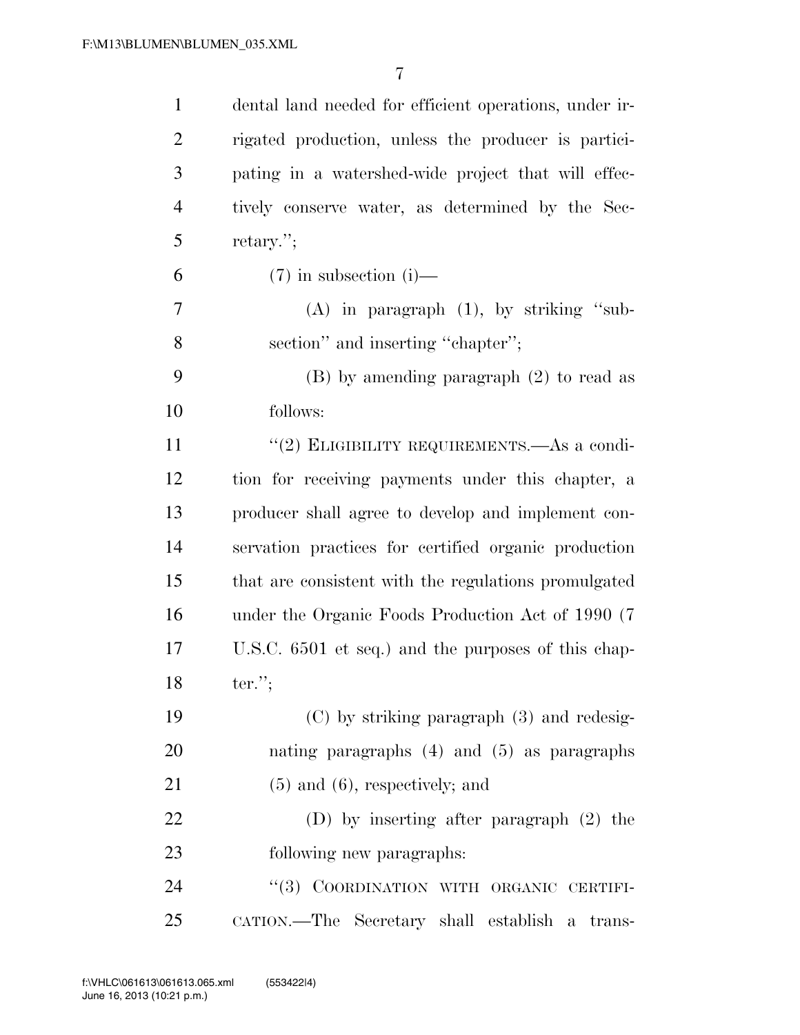dental land needed for efficient operations, under irrigated production, unless the producer is participating in a watershed-wide project that will effectively conserve water, as determined by the Secretary.'';

(7) in subsection (i)—

(A) in paragraph (1), by striking ''subsection'' and inserting ''chapter'';

(B) by amending paragraph (2) to read as follows:

''(2) ELIGIBILITY REQUIREMENTS.—As a condition for receiving payments under this chapter, a producer shall agree to develop and implement conservation practices for certified organic production that are consistent with the regulations promulgated under the Organic Foods Production Act of 1990 (7 U.S.C. 6501 et seq.) and the purposes of this chapter.'';

(C) by striking paragraph (3) and redesignating paragraphs (4) and (5) as paragraphs (5) and (6), respectively; and

(D) by inserting after paragraph (2) the following new paragraphs:

''(3) COORDINATION WITH ORGANIC CERTIFICATION.—The Secretary shall establish a trans-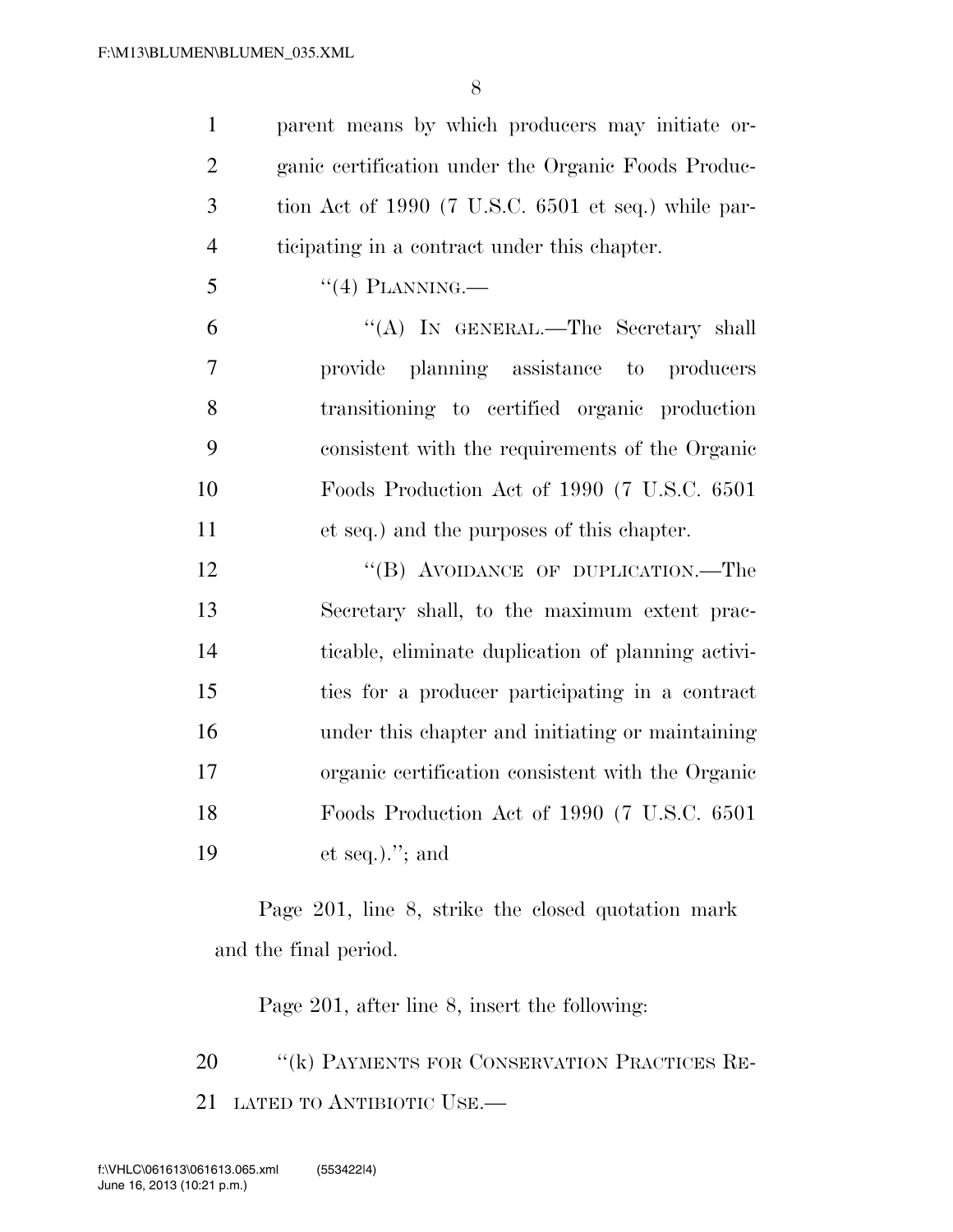parent means by which producers may initiate organic certification under the Organic Foods Production Act of 1990 (7 U.S.C. 6501 et seq.) while participating in a contract under this chapter.

"(4) PLANNING.—

"(A) IN GENERAL.—The Secretary shall provide planning assistance to producers transitioning to certified organic production consistent with the requirements of the Organic Foods Production Act of 1990 (7 U.S.C. 6501 et seq.) and the purposes of this chapter.

"(B) AVOIDANCE OF DUPLICATION.—The Secretary shall, to the maximum extent practicable, eliminate duplication of planning activities for a producer participating in a contract under this chapter and initiating or maintaining organic certification consistent with the Organic Foods Production Act of 1990 (7 U.S.C. 6501 et seq.)."; and

Page 201, line 8, strike the closed quotation mark and the final period.

Page 201, after line 8, insert the following:

"(k) PAYMENTS FOR CONSERVATION PRACTICES RELATED TO ANTIBIOTIC USE.—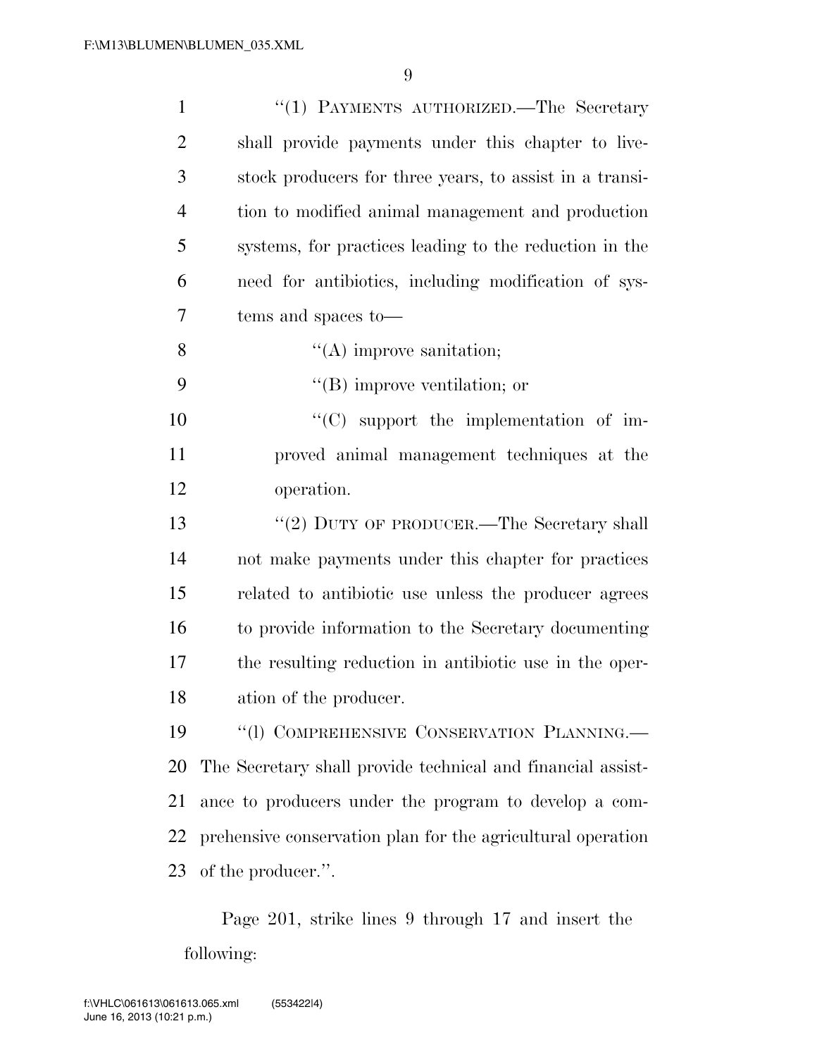"(1) PAYMENTS AUTHORIZED.—The Secretary shall provide payments under this chapter to livestock producers for three years, to assist in a transition to modified animal management and production systems, for practices leading to the reduction in the need for antibiotics, including modification of systems and spaces to—

"(A) improve sanitation;

"(B) improve ventilation; or

"(C) support the implementation of improved animal management techniques at the operation.

"(2) DUTY OF PRODUCER.—The Secretary shall not make payments under this chapter for practices related to antibiotic use unless the producer agrees to provide information to the Secretary documenting the resulting reduction in antibiotic use in the operation of the producer.

"(l) COMPREHENSIVE CONSERVATION PLANNING.—The Secretary shall provide technical and financial assistance to producers under the program to develop a comprehensive conservation plan for the agricultural operation of the producer.".

Page 201, strike lines 9 through 17 and insert the following: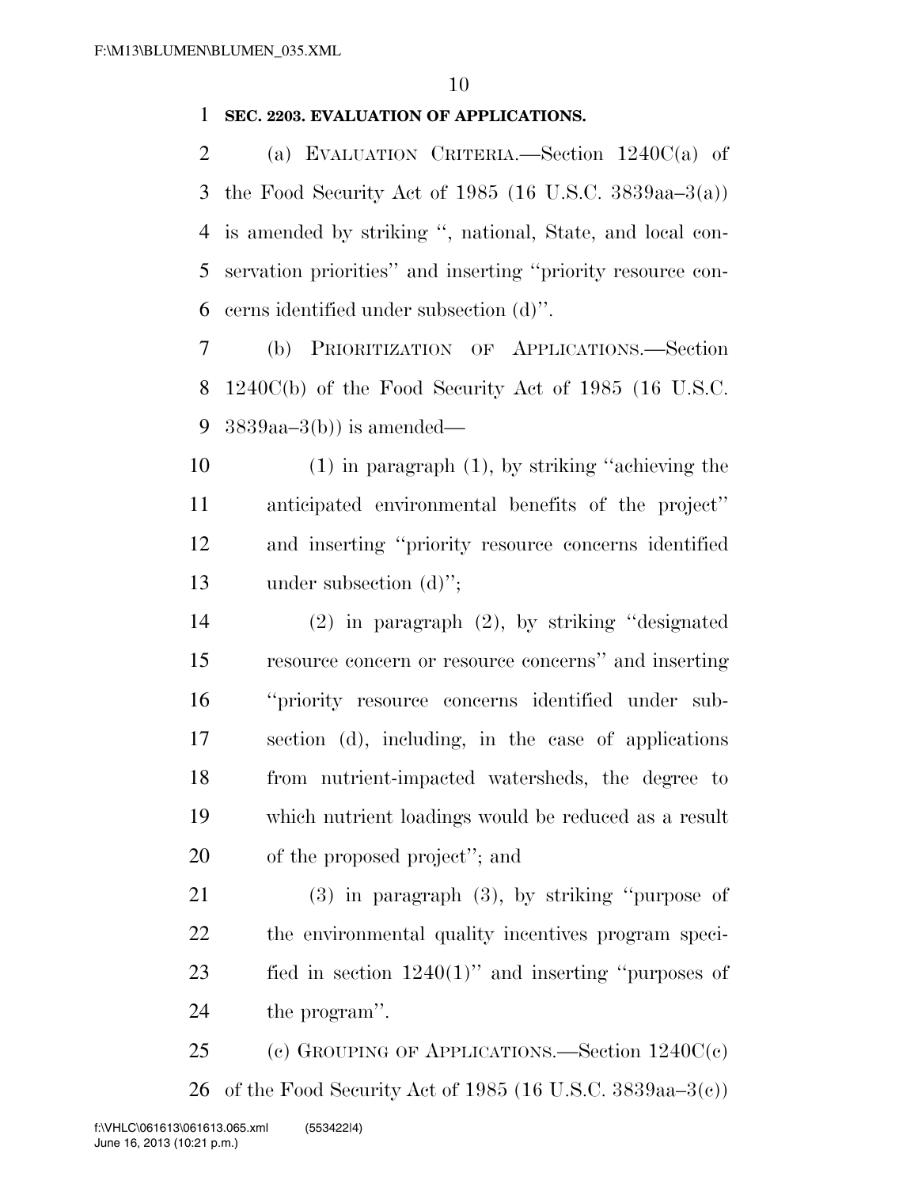**SEC. 2203. EVALUATION OF APPLICATIONS.**

(a) EVALUATION CRITERIA.—Section 1240C(a) of the Food Security Act of 1985 (16 U.S.C. 3839aa–3(a)) is amended by striking '', national, State, and local conservation priorities'' and inserting ''priority resource concerns identified under subsection (d)''.

(b) PRIORITIZATION OF APPLICATIONS.—Section 1240C(b) of the Food Security Act of 1985 (16 U.S.C. 3839aa–3(b)) is amended—

(1) in paragraph (1), by striking ''achieving the anticipated environmental benefits of the project'' and inserting ''priority resource concerns identified under subsection (d)'';

(2) in paragraph (2), by striking ''designated resource concern or resource concerns'' and inserting ''priority resource concerns identified under subsection (d), including, in the case of applications from nutrient-impacted watersheds, the degree to which nutrient loadings would be reduced as a result of the proposed project''; and

(3) in paragraph (3), by striking ''purpose of the environmental quality incentives program specified in section 1240(1)'' and inserting ''purposes of the program''.

(c) GROUPING OF APPLICATIONS.—Section 1240C(c) of the Food Security Act of 1985 (16 U.S.C. 3839aa–3(c))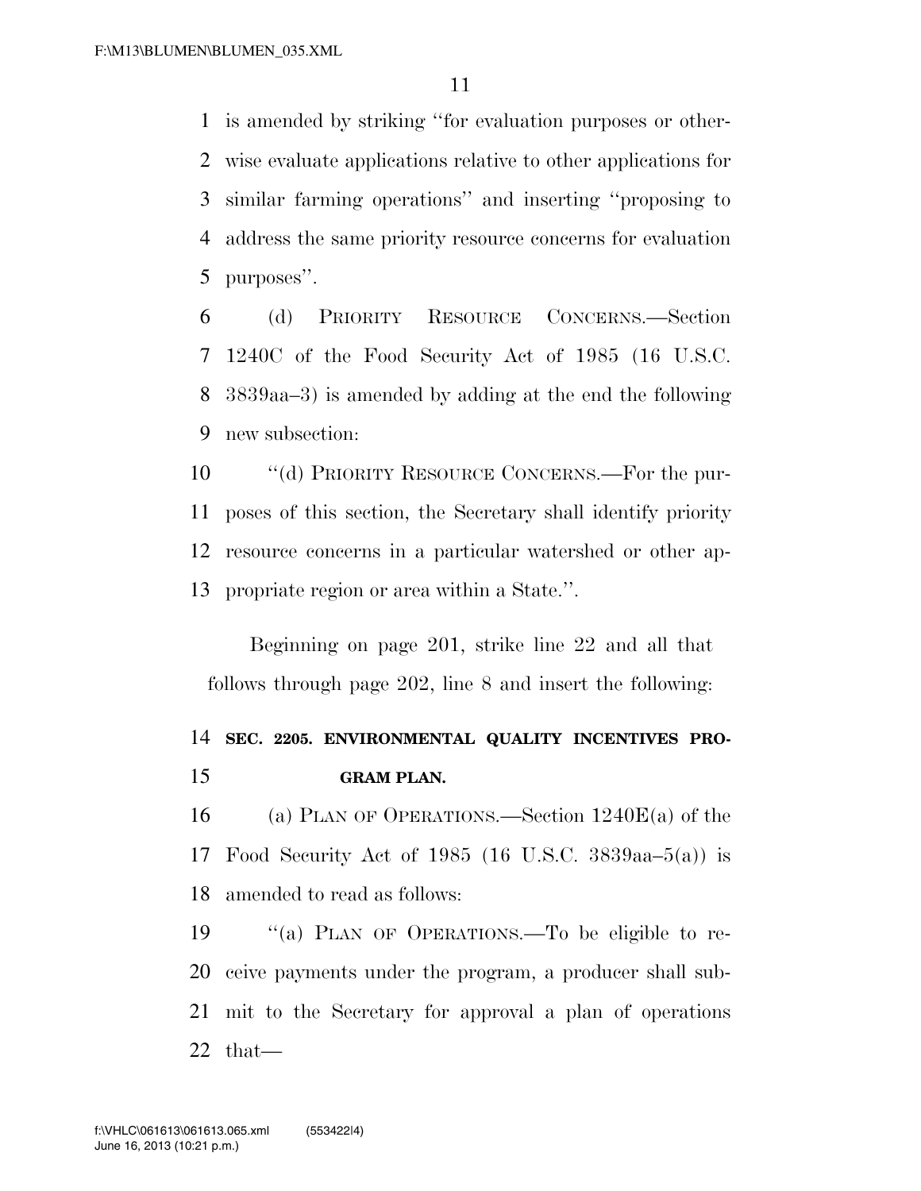is amended by striking ''for evaluation purposes or otherwise evaluate applications relative to other applications for similar farming operations'' and inserting ''proposing to address the same priority resource concerns for evaluation purposes''.

(d) PRIORITY RESOURCE CONCERNS.—Section 1240C of the Food Security Act of 1985 (16 U.S.C. 3839aa–3) is amended by adding at the end the following new subsection:

''(d) PRIORITY RESOURCE CONCERNS.—For the purposes of this section, the Secretary shall identify priority resource concerns in a particular watershed or other appropriate region or area within a State.''.

Beginning on page 201, strike line 22 and all that follows through page 202, line 8 and insert the following:

## SEC. 2205. ENVIRONMENTAL QUALITY INCENTIVES PROGRAM PLAN.

(a) PLAN OF OPERATIONS.—Section 1240E(a) of the Food Security Act of 1985 (16 U.S.C. 3839aa–5(a)) is amended to read as follows:

''(a) PLAN OF OPERATIONS.—To be eligible to receive payments under the program, a producer shall submit to the Secretary for approval a plan of operations that—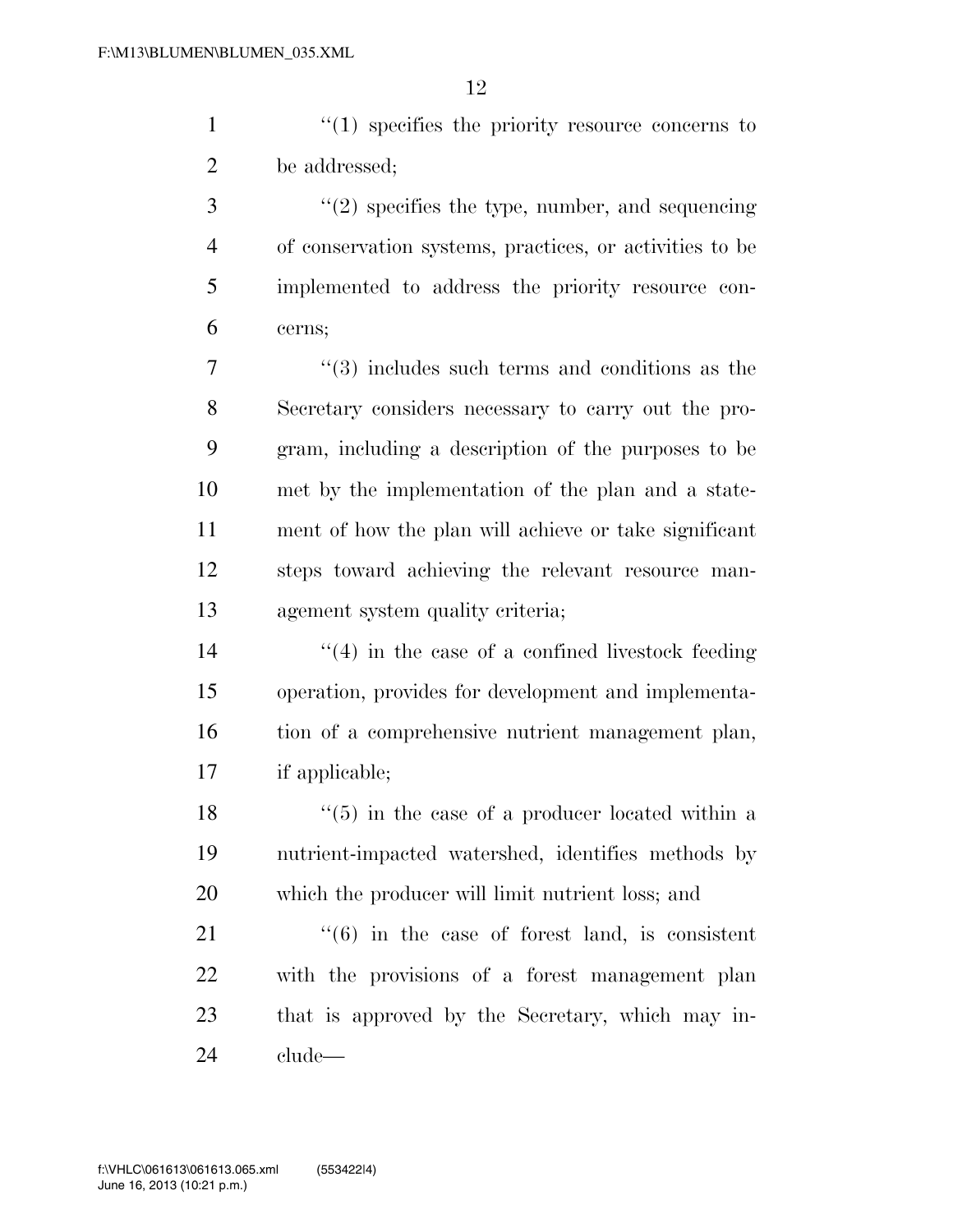"(1) specifies the priority resource concerns to be addressed;

"(2) specifies the type, number, and sequencing of conservation systems, practices, or activities to be implemented to address the priority resource concerns;

"(3) includes such terms and conditions as the Secretary considers necessary to carry out the program, including a description of the purposes to be met by the implementation of the plan and a statement of how the plan will achieve or take significant steps toward achieving the relevant resource management system quality criteria;

"(4) in the case of a confined livestock feeding operation, provides for development and implementation of a comprehensive nutrient management plan, if applicable;

"(5) in the case of a producer located within a nutrient-impacted watershed, identifies methods by which the producer will limit nutrient loss; and

"(6) in the case of forest land, is consistent with the provisions of a forest management plan that is approved by the Secretary, which may include—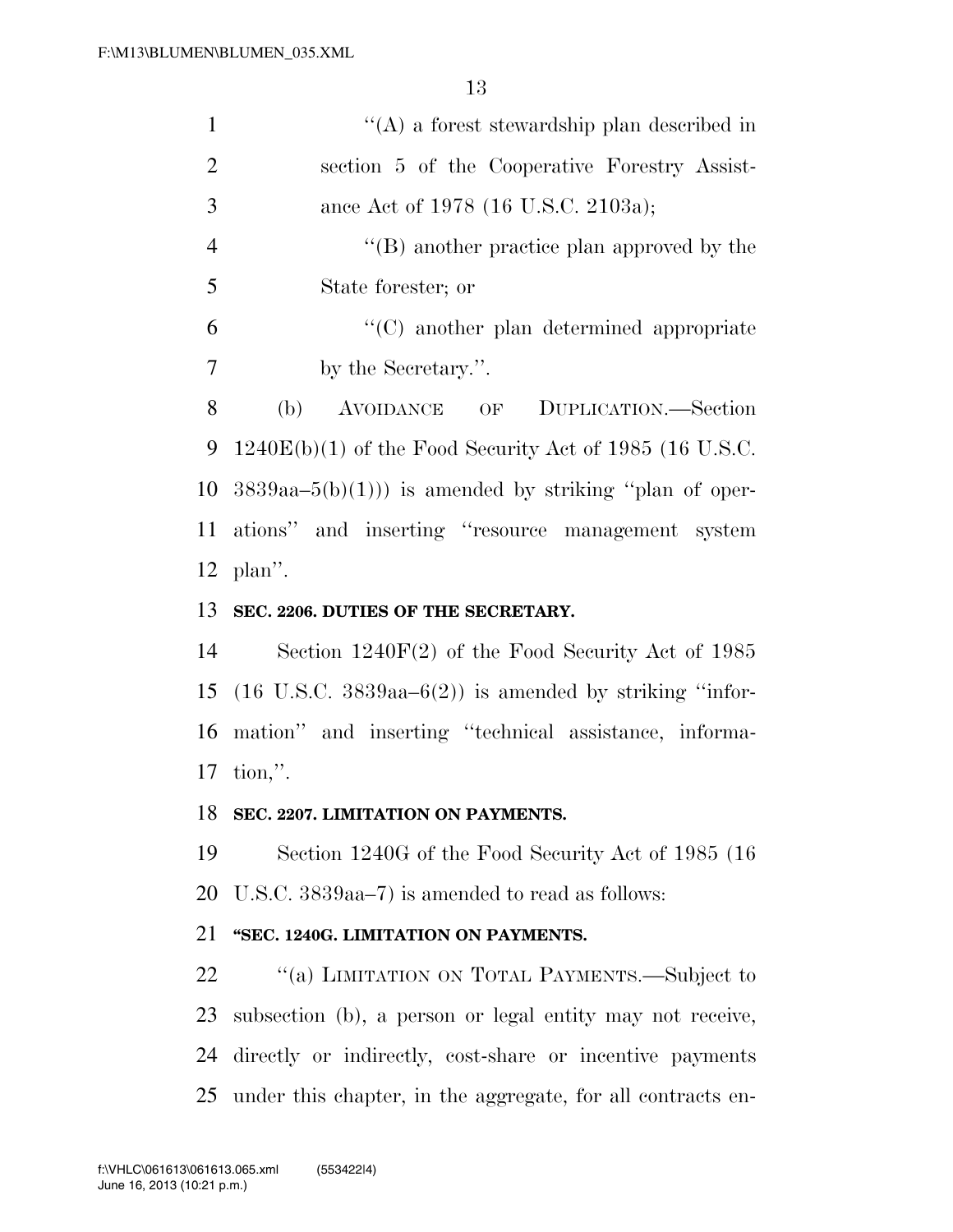''(A) a forest stewardship plan described in section 5 of the Cooperative Forestry Assistance Act of 1978 (16 U.S.C. 2103a);

''(B) another practice plan approved by the State forester; or

''(C) another plan determined appropriate by the Secretary.''.

(b) AVOIDANCE OF DUPLICATION.—Section 1240E(b)(1) of the Food Security Act of 1985 (16 U.S.C. 3839aa–5(b)(1))) is amended by striking ''plan of operations'' and inserting ''resource management system plan''.

**SEC. 2206. DUTIES OF THE SECRETARY.**

Section 1240F(2) of the Food Security Act of 1985 (16 U.S.C. 3839aa–6(2)) is amended by striking ''information'' and inserting ''technical assistance, information,''.

**SEC. 2207. LIMITATION ON PAYMENTS.**

Section 1240G of the Food Security Act of 1985 (16 U.S.C. 3839aa–7) is amended to read as follows:

**''SEC. 1240G. LIMITATION ON PAYMENTS.**

''(a) LIMITATION ON TOTAL PAYMENTS.—Subject to subsection (b), a person or legal entity may not receive, directly or indirectly, cost-share or incentive payments under this chapter, in the aggregate, for all contracts en-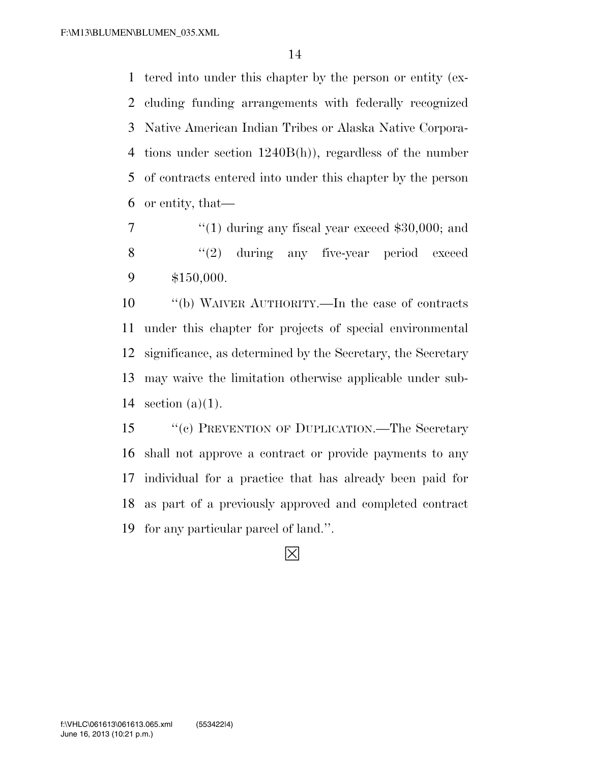tered into under this chapter by the person or entity (excluding funding arrangements with federally recognized Native American Indian Tribes or Alaska Native Corporations under section 1240B(h)), regardless of the number of contracts entered into under this chapter by the person or entity, that—

"(1) during any fiscal year exceed $30,000; and

"(2) during any five-year period exceed $150,000.

"(b) WAIVER AUTHORITY.—In the case of contracts under this chapter for projects of special environmental significance, as determined by the Secretary, the Secretary may waive the limitation otherwise applicable under subsection (a)(1).

"(c) PREVENTION OF DUPLICATION.—The Secretary shall not approve a contract or provide payments to any individual for a practice that has already been paid for as part of a previously approved and completed contract for any particular parcel of land.".